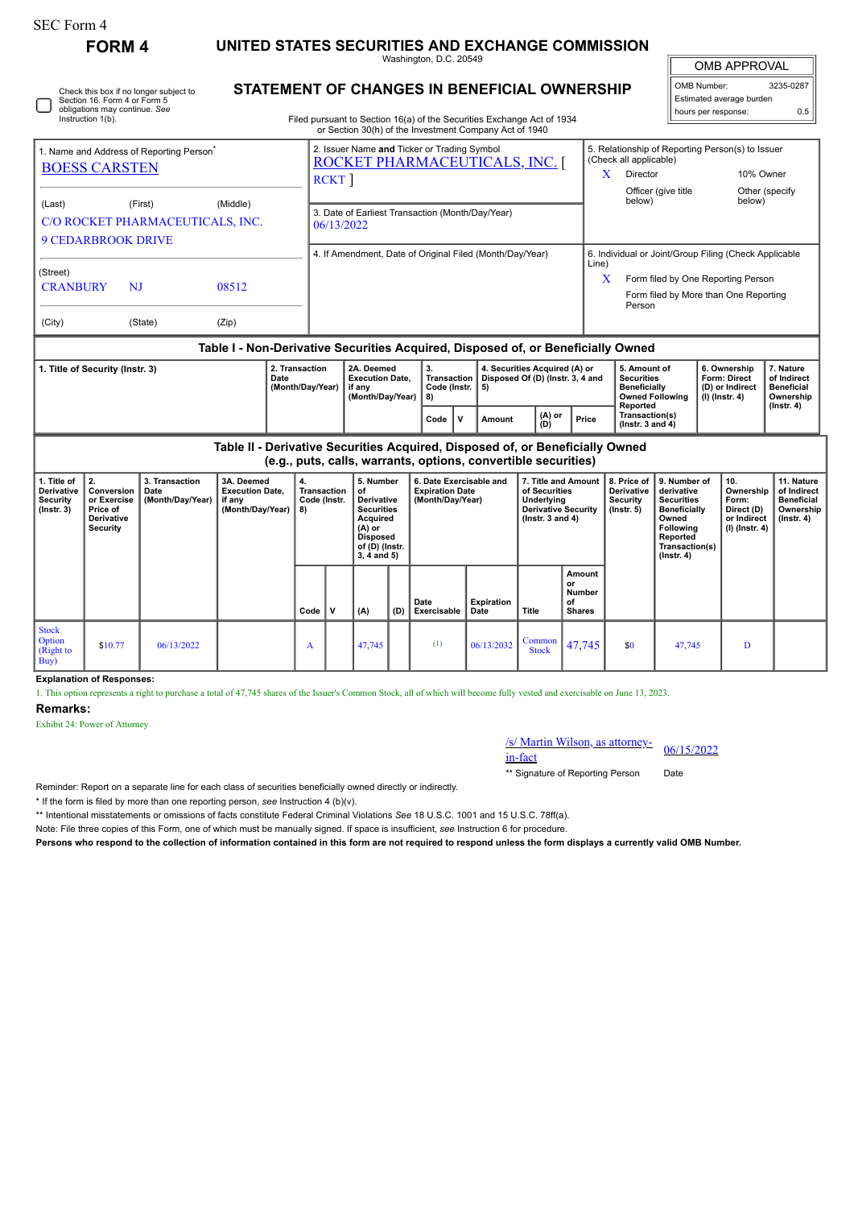SEC Form 4

**FORM 4**

# UNITED STATES SECURITIES AND EXCHANGE COMMISSION

Washington, D.C. 20549

## STATEMENT OF CHANGES IN BENEFICIAL OWNERSHIP

Filed pursuant to Section 16(a) of the Securities Exchange Act of 1934 or Section 30(h) of the Investment Company Act of 1940

Check this box if no longer subject to Section 16. Form 4 or Form 5 obligations may continue. *See* Instruction 1(b).

| OMB APPROVAL | |
|---|---|
| OMB Number: | 3235-0287 |
| Estimated average burden | |
| hours per response: | 0.5 |

1. Name and Address of Reporting Person*
BOESS CARSTEN

(Last) (First) (Middle)
C/O ROCKET PHARMACEUTICALS, INC.
9 CEDARBROOK DRIVE

(Street)
CRANBURY NJ 08512

(City) (State) (Zip)

2. Issuer Name **and** Ticker or Trading Symbol
ROCKET PHARMACEUTICALS, INC. [ RCKT ]

3. Date of Earliest Transaction (Month/Day/Year)
06/13/2022

4. If Amendment, Date of Original Filed (Month/Day/Year)

5. Relationship of Reporting Person(s) to Issuer (Check all applicable)
X Director
10% Owner
Officer (give title below)
Other (specify below)

6. Individual or Joint/Group Filing (Check Applicable Line)
X Form filed by One Reporting Person
Form filed by More than One Reporting Person

### Table I - Non-Derivative Securities Acquired, Disposed of, or Beneficially Owned

| 1. Title of Security (Instr. 3) | 2. Transaction Date (Month/Day/Year) | 2A. Deemed Execution Date, if any (Month/Day/Year) | 3. Transaction Code (Instr. 8) | | 4. Securities Acquired (A) or Disposed Of (D) (Instr. 3, 4 and 5) | | | 5. Amount of Securities Beneficially Owned Following Reported Transaction(s) (Instr. 3 and 4) | 6. Ownership Form: Direct (D) or Indirect (I) (Instr. 4) | 7. Nature of Indirect Beneficial Ownership (Instr. 4) |
|---|---|---|---|---|---|---|---|---|---|---|
| | | | Code | V | Amount | (A) or (D) | Price | | | |

### Table II - Derivative Securities Acquired, Disposed of, or Beneficially Owned (e.g., puts, calls, warrants, options, convertible securities)

| 1. Title of Derivative Security (Instr. 3) | 2. Conversion or Exercise Price of Derivative Security | 3. Transaction Date (Month/Day/Year) | 3A. Deemed Execution Date, if any (Month/Day/Year) | 4. Transaction Code (Instr. 8) | | 5. Number of Derivative Securities Acquired (A) or Disposed of (D) (Instr. 3, 4 and 5) | | 6. Date Exercisable and Expiration Date (Month/Day/Year) | | 7. Title and Amount of Securities Underlying Derivative Security (Instr. 3 and 4) | | 8. Price of Derivative Security (Instr. 5) | 9. Number of derivative Securities Beneficially Owned Following Reported Transaction(s) (Instr. 4) | 10. Ownership Form: Direct (D) or Indirect (I) (Instr. 4) | 11. Nature of Indirect Beneficial Ownership (Instr. 4) |
|---|---|---|---|---|---|---|---|---|---|---|---|---|---|---|---|
| | | | | Code | V | (A) | (D) | Date Exercisable | Expiration Date | Title | Amount or Number of Shares | | | | |
| Stock Option (Right to Buy) | $10.77 | 06/13/2022 | | A | | 47,745 | | (1) | 06/13/2032 | Common Stock | 47,745 | $0 | 47,745 | D | |

**Explanation of Responses:**

1. This option represents a right to purchase a total of 47,745 shares of the Issuer's Common Stock, all of which will become fully vested and exercisable on June 13, 2023.

## Remarks:

Exhibit 24: Power of Attorney

/s/ Martin Wilson, as attorney-in-fact 06/15/2022

** Signature of Reporting Person Date

Reminder: Report on a separate line for each class of securities beneficially owned directly or indirectly.

* If the form is filed by more than one reporting person, *see* Instruction 4 (b)(v).

** Intentional misstatements or omissions of facts constitute Federal Criminal Violations *See* 18 U.S.C. 1001 and 15 U.S.C. 78ff(a).

Note: File three copies of this Form, one of which must be manually signed. If space is insufficient, *see* Instruction 6 for procedure.

**Persons who respond to the collection of information contained in this form are not required to respond unless the form displays a currently valid OMB Number.**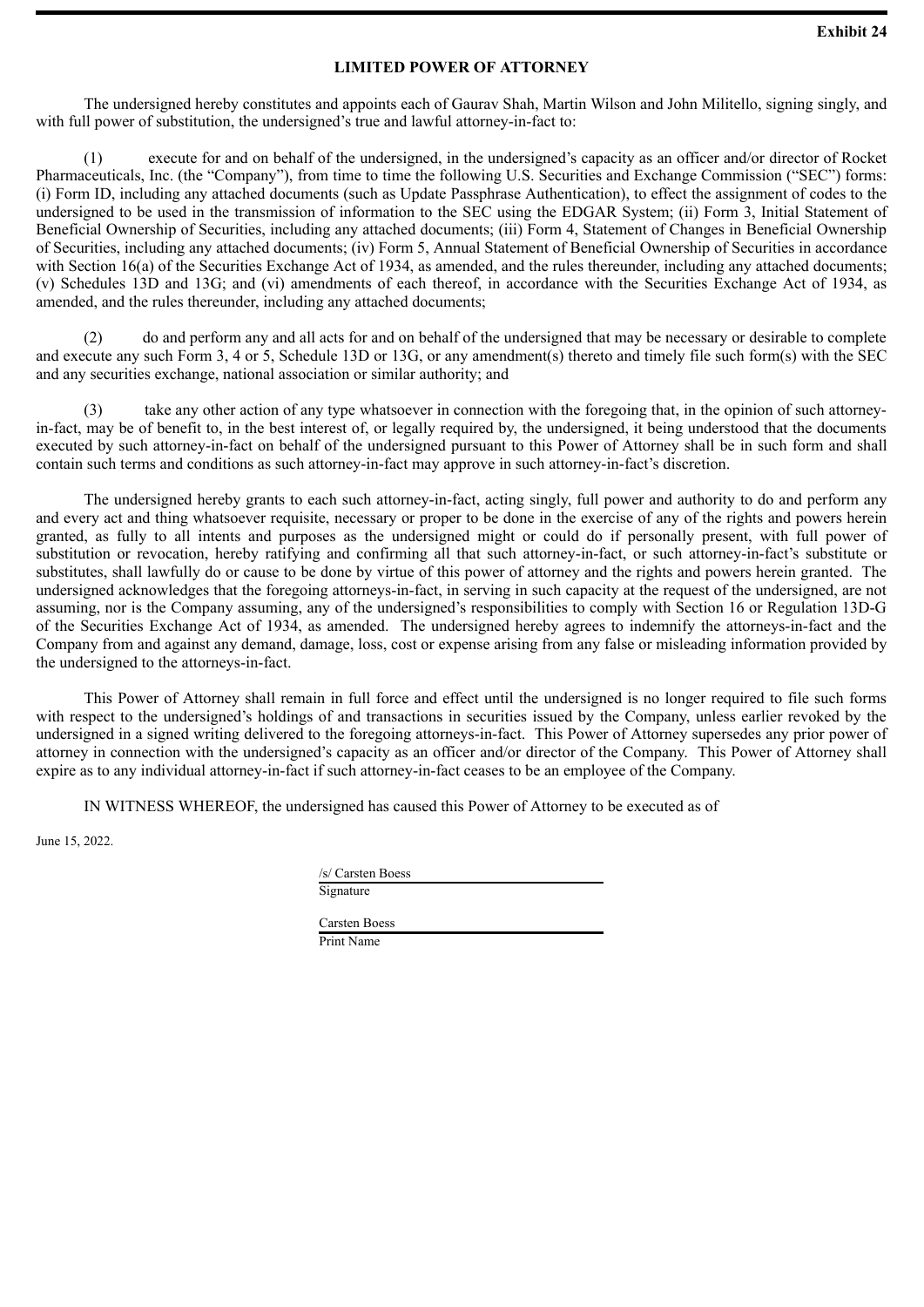**Exhibit 24**

**LIMITED POWER OF ATTORNEY**

The undersigned hereby constitutes and appoints each of Gaurav Shah, Martin Wilson and John Militello, signing singly, and with full power of substitution, the undersigned's true and lawful attorney-in-fact to:

(1) execute for and on behalf of the undersigned, in the undersigned's capacity as an officer and/or director of Rocket Pharmaceuticals, Inc. (the "Company"), from time to time the following U.S. Securities and Exchange Commission ("SEC") forms: (i) Form ID, including any attached documents (such as Update Passphrase Authentication), to effect the assignment of codes to the undersigned to be used in the transmission of information to the SEC using the EDGAR System; (ii) Form 3, Initial Statement of Beneficial Ownership of Securities, including any attached documents; (iii) Form 4, Statement of Changes in Beneficial Ownership of Securities, including any attached documents; (iv) Form 5, Annual Statement of Beneficial Ownership of Securities in accordance with Section 16(a) of the Securities Exchange Act of 1934, as amended, and the rules thereunder, including any attached documents; (v) Schedules 13D and 13G; and (vi) amendments of each thereof, in accordance with the Securities Exchange Act of 1934, as amended, and the rules thereunder, including any attached documents;

(2) do and perform any and all acts for and on behalf of the undersigned that may be necessary or desirable to complete and execute any such Form 3, 4 or 5, Schedule 13D or 13G, or any amendment(s) thereto and timely file such form(s) with the SEC and any securities exchange, national association or similar authority; and

(3) take any other action of any type whatsoever in connection with the foregoing that, in the opinion of such attorney-in-fact, may be of benefit to, in the best interest of, or legally required by, the undersigned, it being understood that the documents executed by such attorney-in-fact on behalf of the undersigned pursuant to this Power of Attorney shall be in such form and shall contain such terms and conditions as such attorney-in-fact may approve in such attorney-in-fact's discretion.

The undersigned hereby grants to each such attorney-in-fact, acting singly, full power and authority to do and perform any and every act and thing whatsoever requisite, necessary or proper to be done in the exercise of any of the rights and powers herein granted, as fully to all intents and purposes as the undersigned might or could do if personally present, with full power of substitution or revocation, hereby ratifying and confirming all that such attorney-in-fact, or such attorney-in-fact's substitute or substitutes, shall lawfully do or cause to be done by virtue of this power of attorney and the rights and powers herein granted. The undersigned acknowledges that the foregoing attorneys-in-fact, in serving in such capacity at the request of the undersigned, are not assuming, nor is the Company assuming, any of the undersigned's responsibilities to comply with Section 16 or Regulation 13D-G of the Securities Exchange Act of 1934, as amended. The undersigned hereby agrees to indemnify the attorneys-in-fact and the Company from and against any demand, damage, loss, cost or expense arising from any false or misleading information provided by the undersigned to the attorneys-in-fact.

This Power of Attorney shall remain in full force and effect until the undersigned is no longer required to file such forms with respect to the undersigned's holdings of and transactions in securities issued by the Company, unless earlier revoked by the undersigned in a signed writing delivered to the foregoing attorneys-in-fact. This Power of Attorney supersedes any prior power of attorney in connection with the undersigned's capacity as an officer and/or director of the Company. This Power of Attorney shall expire as to any individual attorney-in-fact if such attorney-in-fact ceases to be an employee of the Company.

IN WITNESS WHEREOF, the undersigned has caused this Power of Attorney to be executed as of

June 15, 2022.

/s/ Carsten Boess
Signature

Carsten Boess
Print Name